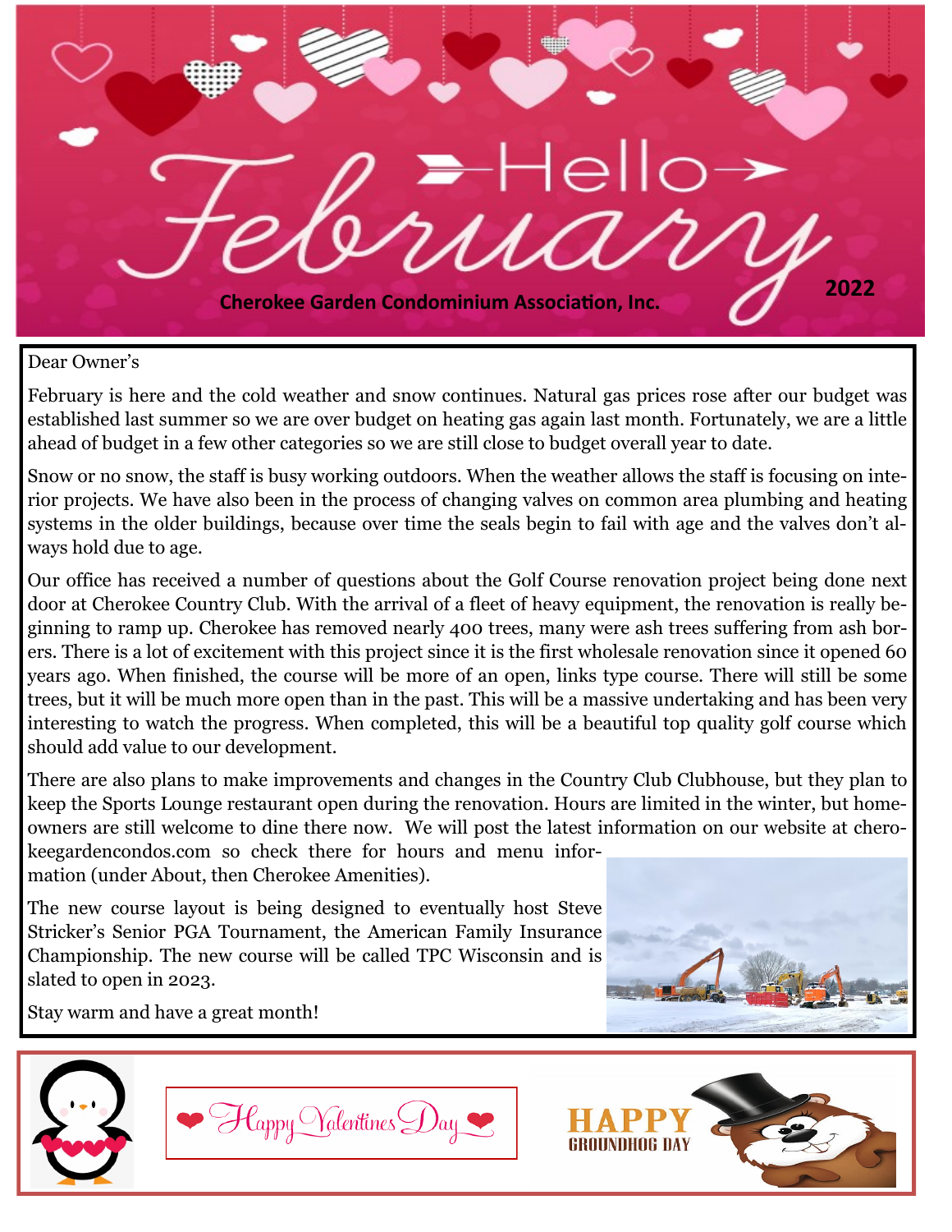# Hello February

**Cherokee Garden Condominium Association, Inc.** **2022**

Dear Owner's

February is here and the cold weather and snow continues. Natural gas prices rose after our budget was established last summer so we are over budget on heating gas again last month. Fortunately, we are a little ahead of budget in a few other categories so we are still close to budget overall year to date.

Snow or no snow, the staff is busy working outdoors. When the weather allows the staff is focusing on interior projects. We have also been in the process of changing valves on common area plumbing and heating systems in the older buildings, because over time the seals begin to fail with age and the valves don't always hold due to age.

Our office has received a number of questions about the Golf Course renovation project being done next door at Cherokee Country Club. With the arrival of a fleet of heavy equipment, the renovation is really beginning to ramp up. Cherokee has removed nearly 400 trees, many were ash trees suffering from ash borers. There is a lot of excitement with this project since it is the first wholesale renovation since it opened 60 years ago. When finished, the course will be more of an open, links type course. There will still be some trees, but it will be much more open than in the past. This will be a massive undertaking and has been very interesting to watch the progress. When completed, this will be a beautiful top quality golf course which should add value to our development.

There are also plans to make improvements and changes in the Country Club Clubhouse, but they plan to keep the Sports Lounge restaurant open during the renovation. Hours are limited in the winter, but homeowners are still welcome to dine there now. We will post the latest information on our website at cherokeegardencondos.com so check there for hours and menu information (under About, then Cherokee Amenities).

The new course layout is being designed to eventually host Steve Stricker's Senior PGA Tournament, the American Family Insurance Championship. The new course will be called TPC Wisconsin and is slated to open in 2023.

Stay warm and have a great month!

Happy Valentines Day

HAPPY GROUNDHOG DAY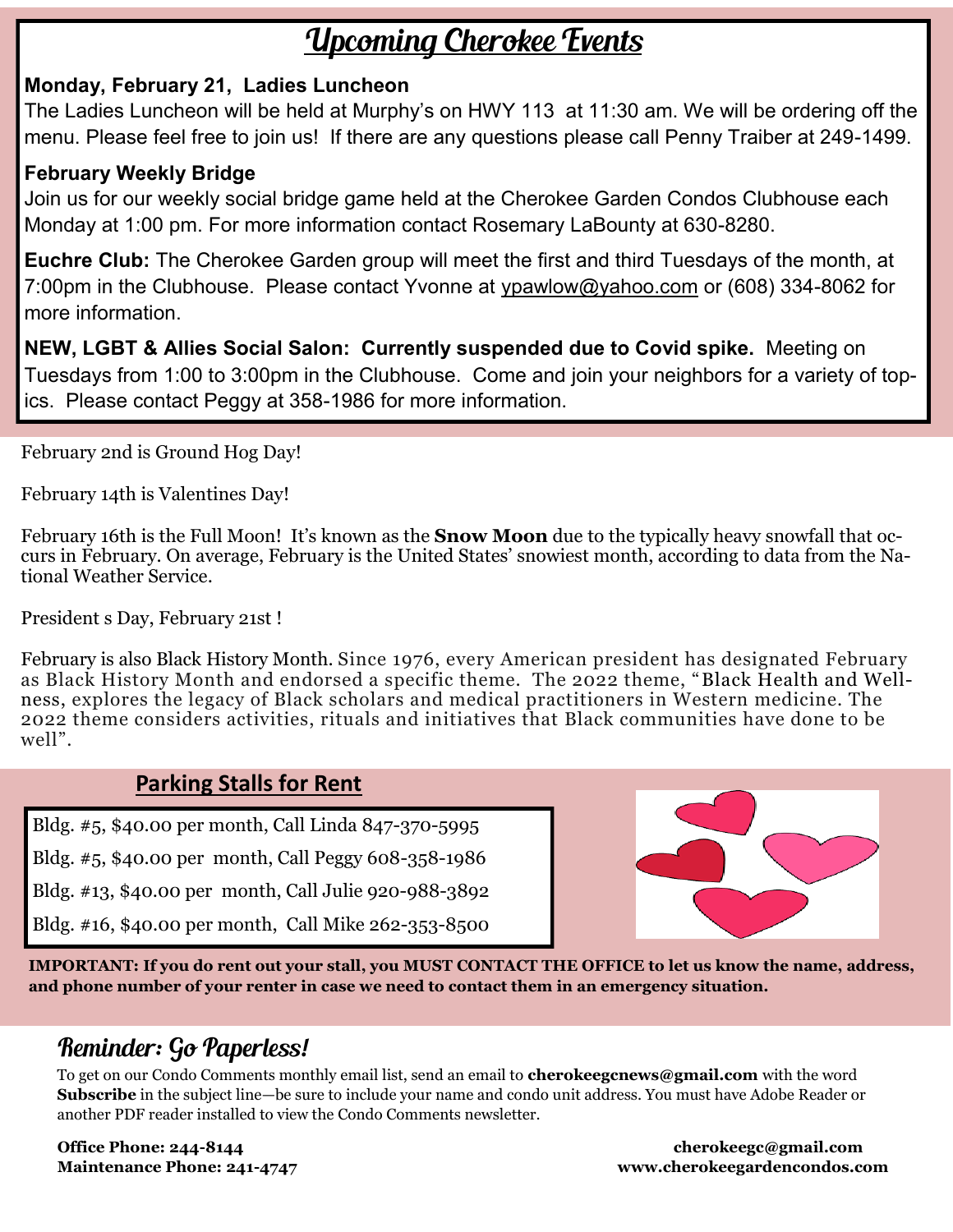# Upcoming Cherokee Events

**Monday, February 21, Ladies Luncheon**

The Ladies Luncheon will be held at Murphy's on HWY 113 at 11:30 am. We will be ordering off the menu. Please feel free to join us! If there are any questions please call Penny Traiber at 249-1499.

**February Weekly Bridge**

Join us for our weekly social bridge game held at the Cherokee Garden Condos Clubhouse each Monday at 1:00 pm. For more information contact Rosemary LaBounty at 630-8280.

**Euchre Club:** The Cherokee Garden group will meet the first and third Tuesdays of the month, at 7:00pm in the Clubhouse. Please contact Yvonne at ypawlow@yahoo.com or (608) 334-8062 for more information.

**NEW, LGBT & Allies Social Salon: Currently suspended due to Covid spike.** Meeting on Tuesdays from 1:00 to 3:00pm in the Clubhouse. Come and join your neighbors for a variety of topics. Please contact Peggy at 358-1986 for more information.

February 2nd is Ground Hog Day!

February 14th is Valentines Day!

February 16th is the Full Moon! It's known as the **Snow Moon** due to the typically heavy snowfall that occurs in February. On average, February is the United States' snowiest month, according to data from the National Weather Service.

President s Day, February 21st !

February is also Black History Month. Since 1976, every American president has designated February as Black History Month and endorsed a specific theme. The 2022 theme, "Black Health and Wellness, explores the legacy of Black scholars and medical practitioners in Western medicine. The 2022 theme considers activities, rituals and initiatives that Black communities have done to be well".

## Parking Stalls for Rent

Bldg. #5, $40.00 per month, Call Linda 847-370-5995

Bldg. #5, $40.00 per month, Call Peggy 608-358-1986

Bldg. #13, $40.00 per month, Call Julie 920-988-3892

Bldg. #16, $40.00 per month, Call Mike 262-353-8500

**IMPORTANT: If you do rent out your stall, you MUST CONTACT THE OFFICE to let us know the name, address, and phone number of your renter in case we need to contact them in an emergency situation.**

## Reminder: Go Paperless!

To get on our Condo Comments monthly email list, send an email to **cherokeegcnews@gmail.com** with the word **Subscribe** in the subject line—be sure to include your name and condo unit address. You must have Adobe Reader or another PDF reader installed to view the Condo Comments newsletter.

**Office Phone: 244-8144**
**Maintenance Phone: 241-4747**

**cherokeegc@gmail.com**
**www.cherokeegardencondos.com**